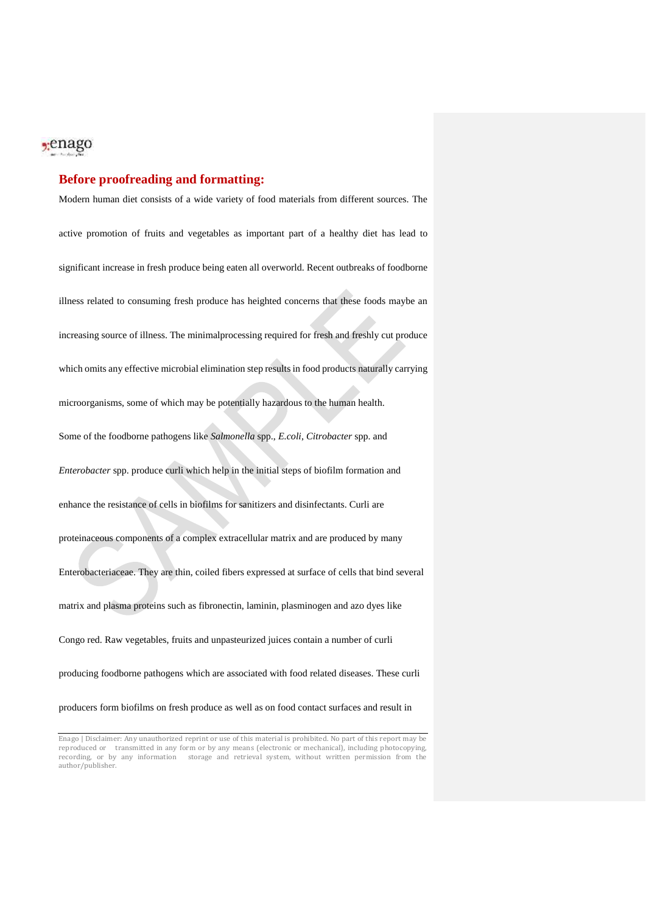## Before proofreading and formatting:

Modern human diet consists of a wide variety of food materials from different sources. The active promotion of fruits and vegetables as important part of a healthy diet has lead to significant increase in fresh produce being eaten all overworld. Recent outbreaks of foodborne illness related to consuming fresh produce has heighted concerns that these foods maybe an increasing source of illness. The minimalprocessing required for fresh and freshly cut produce which omits any effective microbial elimination step results in food products naturally carrying microorganisms, some of which may be potentially hazardous to the human health.

Some of the foodborne pathogens like *Salmonella* spp., *E.coli*, *Citrobacter* spp. and *Enterobacter* spp. produce curli which help in the initial steps of biofilm formation and enhance the resistance of cells in biofilms for sanitizers and disinfectants. Curli are proteinaceous components of a complex extracellular matrix and are produced by many Enterobacteriaceae. They are thin, coiled fibers expressed at surface of cells that bind several matrix and plasma proteins such as fibronectin, laminin, plasminogen and azo dyes like Congo red. Raw vegetables, fruits and unpasteurized juices contain a number of curli producing foodborne pathogens which are associated with food related diseases. These curli producers form biofilms on fresh produce as well as on food contact surfaces and result in

Enago | Disclaimer: Any unauthorized reprint or use of this material is prohibited. No part of this report may be reproduced or transmitted in any form or by any means (electronic or mechanical), including photocopying, recording, or by any information storage and retrieval system, without written permission from the author/publisher.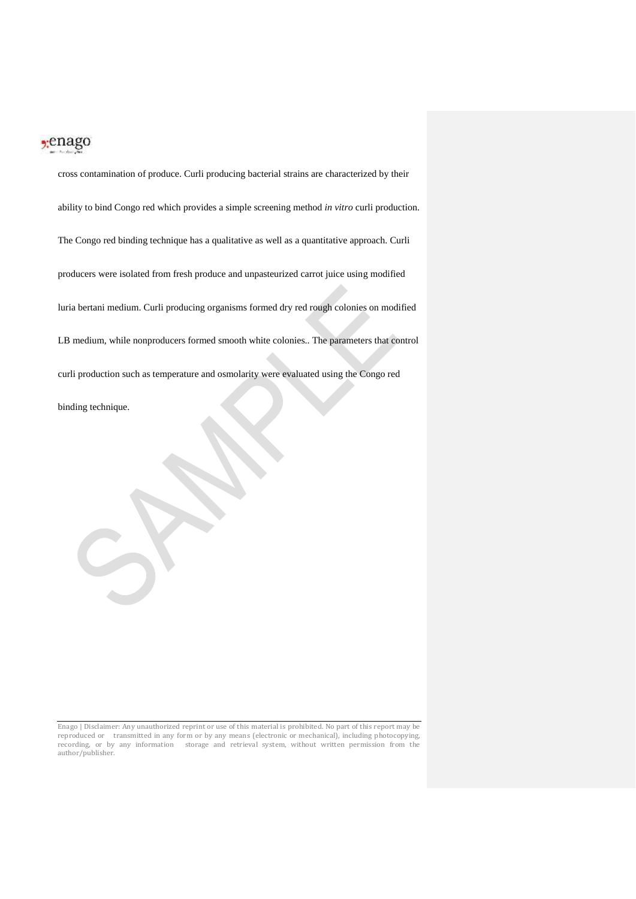cross contamination of produce. Curli producing bacterial strains are characterized by their ability to bind Congo red which provides a simple screening method *in vitro* curli production. The Congo red binding technique has a qualitative as well as a quantitative approach. Curli producers were isolated from fresh produce and unpasteurized carrot juice using modified luria bertani medium. Curli producing organisms formed dry red rough colonies on modified LB medium, while nonproducers formed smooth white colonies.. The parameters that control curli production such as temperature and osmolarity were evaluated using the Congo red binding technique.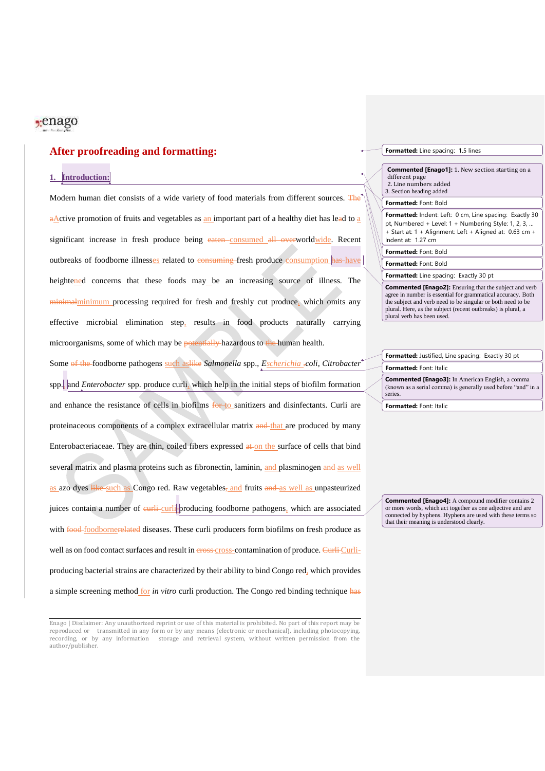## After proofreading and formatting:

### 1. Introduction:

Modern human diet consists of a wide variety of food materials from different sources. The aActive promotion of fruits and vegetables as an important part of a healthy diet has lead to a significant increase in fresh produce being eaten consumed all overworldwide. Recent outbreaks of foodborne illnesses related to consuming fresh produce consumption has have heightened concerns that these foods may be an increasing source of illness. The minimalminimum processing required for fresh and freshly cut produce, which omits any effective microbial elimination step, results in food products naturally carrying microorganisms, some of which may be potentially hazardous to the human health.

Some of the foodborne pathogens such aslike *Salmonella* spp., *Escherichia coli*, *Citrobacter* spp., and *Enterobacter* spp. produce curli, which help in the initial steps of biofilm formation and enhance the resistance of cells in biofilms for to sanitizers and disinfectants. Curli are proteinaceous components of a complex extracellular matrix and that are produced by many Enterobacteriaceae. They are thin, coiled fibers expressed at on the surface of cells that bind several matrix and plasma proteins such as fibronectin, laminin, and plasminogen and as well as azo dyes like such as Congo red. Raw vegetables, and fruits and as well as unpasteurized juices contain a number of curli curli-producing foodborne pathogens, which are associated with food foodbornerelated diseases. These curli producers form biofilms on fresh produce as well as on food contact surfaces and result in cross cross-contamination of produce. Curli Curli-producing bacterial strains are characterized by their ability to bind Congo red, which provides a simple screening method for *in vitro* curli production. The Congo red binding technique has

**Formatted:** Line spacing: 1.5 lines

**Commented [Enago1]:** 1. New section starting on a different page
2. Line numbers added
3. Section heading added

**Formatted:** Font: Bold

**Formatted:** Indent: Left: 0 cm, Line spacing: Exactly 30 pt, Numbered + Level: 1 + Numbering Style: 1, 2, 3, … + Start at: 1 + Alignment: Left + Aligned at: 0.63 cm + Indent at: 1.27 cm

**Formatted:** Font: Bold

**Formatted:** Font: Bold

**Formatted:** Line spacing: Exactly 30 pt

**Commented [Enago2]:** Ensuring that the subject and verb agree in number is essential for grammatical accuracy. Both the subject and verb need to be singular or both need to be plural. Here, as the subject (recent outbreaks) is plural, a plural verb has been used.

**Formatted:** Justified, Line spacing: Exactly 30 pt

**Formatted:** Font: Italic

**Commented [Enago3]:** In American English, a comma (known as a serial comma) is generally used before "and" in a series.

**Formatted:** Font: Italic

**Commented [Enago4]:** A compound modifier contains 2 or more words, which act together as one adjective and are connected by hyphens. Hyphens are used with these terms so that their meaning is understood clearly.

Enago | Disclaimer: Any unauthorized reprint or use of this material is prohibited. No part of this report may be reproduced or transmitted in any form or by any means (electronic or mechanical), including photocopying, recording, or by any information storage and retrieval system, without written permission from the author/publisher.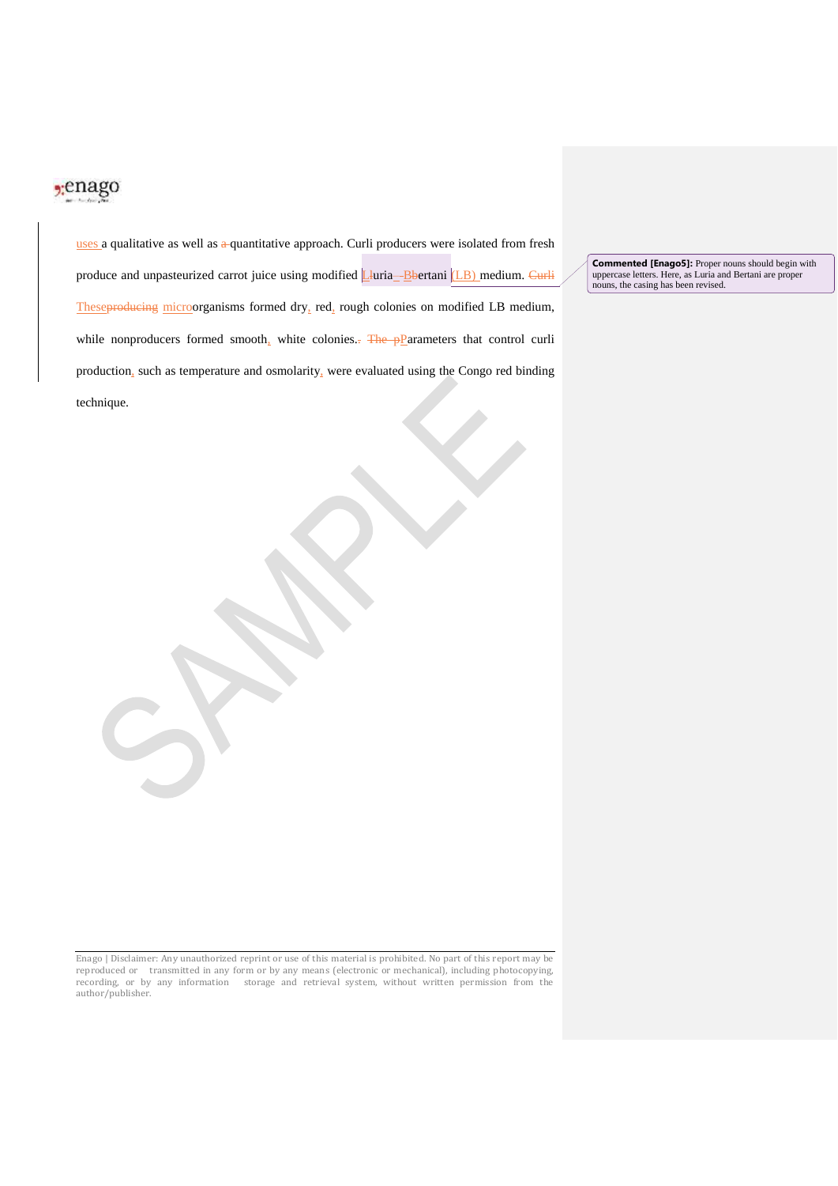uses a qualitative as well as a quantitative approach. Curli producers were isolated from fresh produce and unpasteurized carrot juice using modified lLuria–-Bbertani (LB) medium. Curli Theseproducing microorganisms formed dry, red, rough colonies on modified LB medium, while nonproducers formed smooth, white colonies.. The pParameters that control curli production, such as temperature and osmolarity, were evaluated using the Congo red binding technique.

**Commented [Enago5]:** Proper nouns should begin with uppercase letters. Here, as Luria and Bertani are proper nouns, the casing has been revised.

Enago | Disclaimer: Any unauthorized reprint or use of this material is prohibited. No part of this report may be reproduced or transmitted in any form or by any means (electronic or mechanical), including photocopying, recording, or by any information storage and retrieval system, without written permission from the author/publisher.